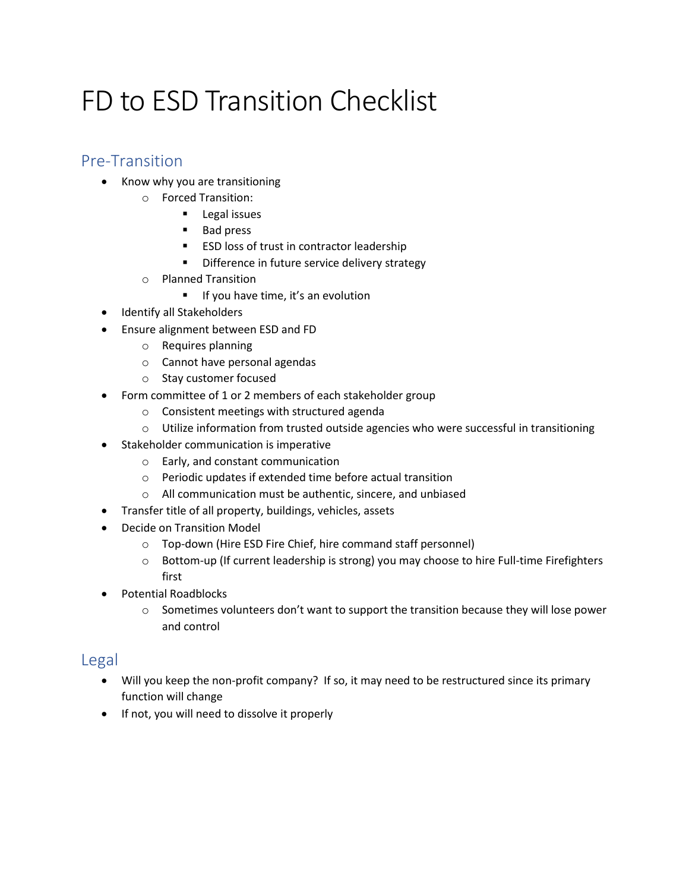# FD to ESD Transition Checklist

## Pre-Transition

- Know why you are transitioning
    - Forced Transition:
        - Legal issues
        - Bad press
        - ESD loss of trust in contractor leadership
        - Difference in future service delivery strategy
    - Planned Transition
        - If you have time, it's an evolution
- Identify all Stakeholders
- Ensure alignment between ESD and FD
    - Requires planning
    - Cannot have personal agendas
    - Stay customer focused
- Form committee of 1 or 2 members of each stakeholder group
    - Consistent meetings with structured agenda
    - Utilize information from trusted outside agencies who were successful in transitioning
- Stakeholder communication is imperative
    - Early, and constant communication
    - Periodic updates if extended time before actual transition
    - All communication must be authentic, sincere, and unbiased
- Transfer title of all property, buildings, vehicles, assets
- Decide on Transition Model
    - Top-down (Hire ESD Fire Chief, hire command staff personnel)
    - Bottom-up (If current leadership is strong) you may choose to hire Full-time Firefighters first
- Potential Roadblocks
    - Sometimes volunteers don't want to support the transition because they will lose power and control

## Legal

- Will you keep the non-profit company? If so, it may need to be restructured since its primary function will change
- If not, you will need to dissolve it properly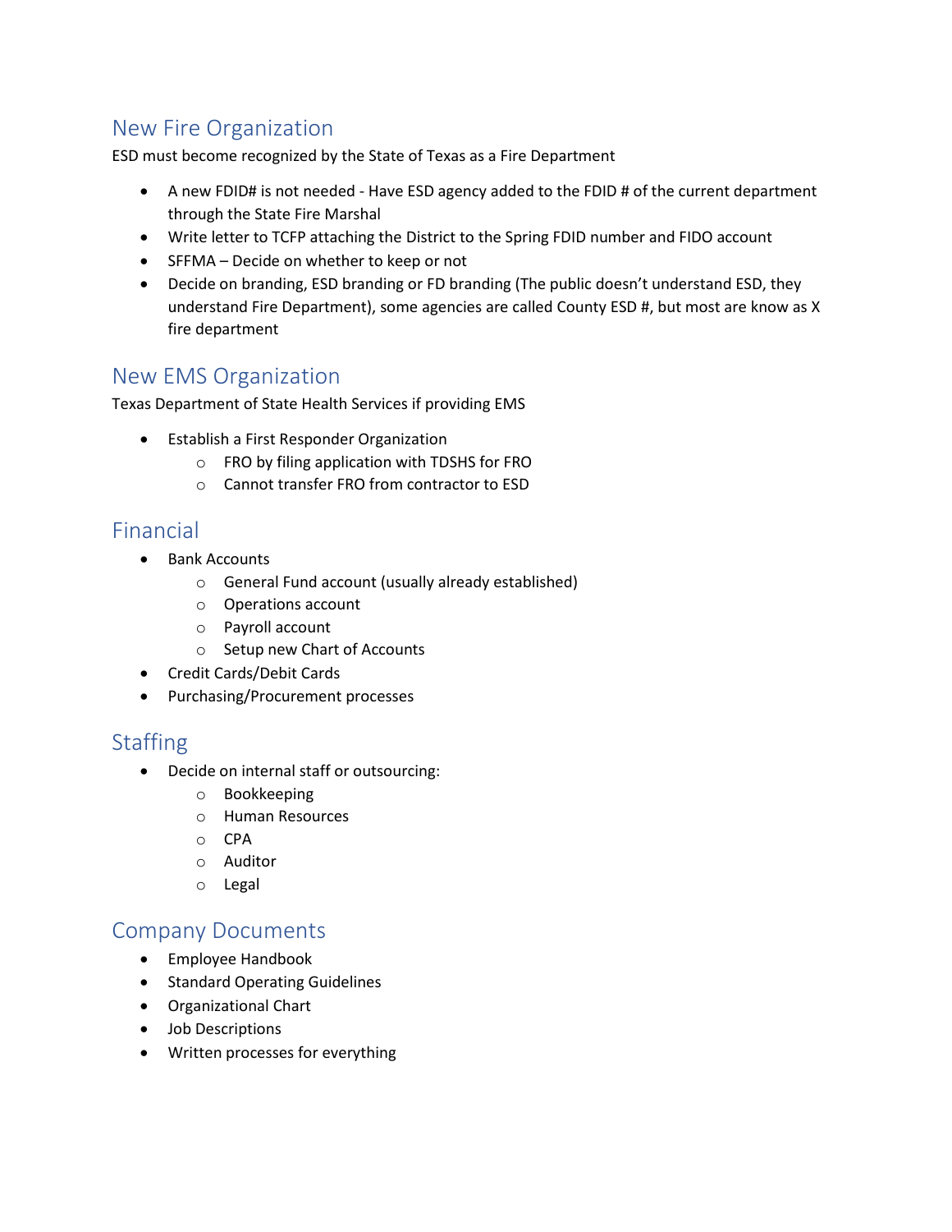## New Fire Organization

ESD must become recognized by the State of Texas as a Fire Department

- A new FDID# is not needed - Have ESD agency added to the FDID # of the current department through the State Fire Marshal
- Write letter to TCFP attaching the District to the Spring FDID number and FIDO account
- SFFMA – Decide on whether to keep or not
- Decide on branding, ESD branding or FD branding (The public doesn't understand ESD, they understand Fire Department), some agencies are called County ESD #, but most are know as X fire department

## New EMS Organization

Texas Department of State Health Services if providing EMS

- Establish a First Responder Organization
  - FRO by filing application with TDSHS for FRO
  - Cannot transfer FRO from contractor to ESD

## Financial

- Bank Accounts
  - General Fund account (usually already established)
  - Operations account
  - Payroll account
  - Setup new Chart of Accounts
- Credit Cards/Debit Cards
- Purchasing/Procurement processes

## Staffing

- Decide on internal staff or outsourcing:
  - Bookkeeping
  - Human Resources
  - CPA
  - Auditor
  - Legal

## Company Documents

- Employee Handbook
- Standard Operating Guidelines
- Organizational Chart
- Job Descriptions
- Written processes for everything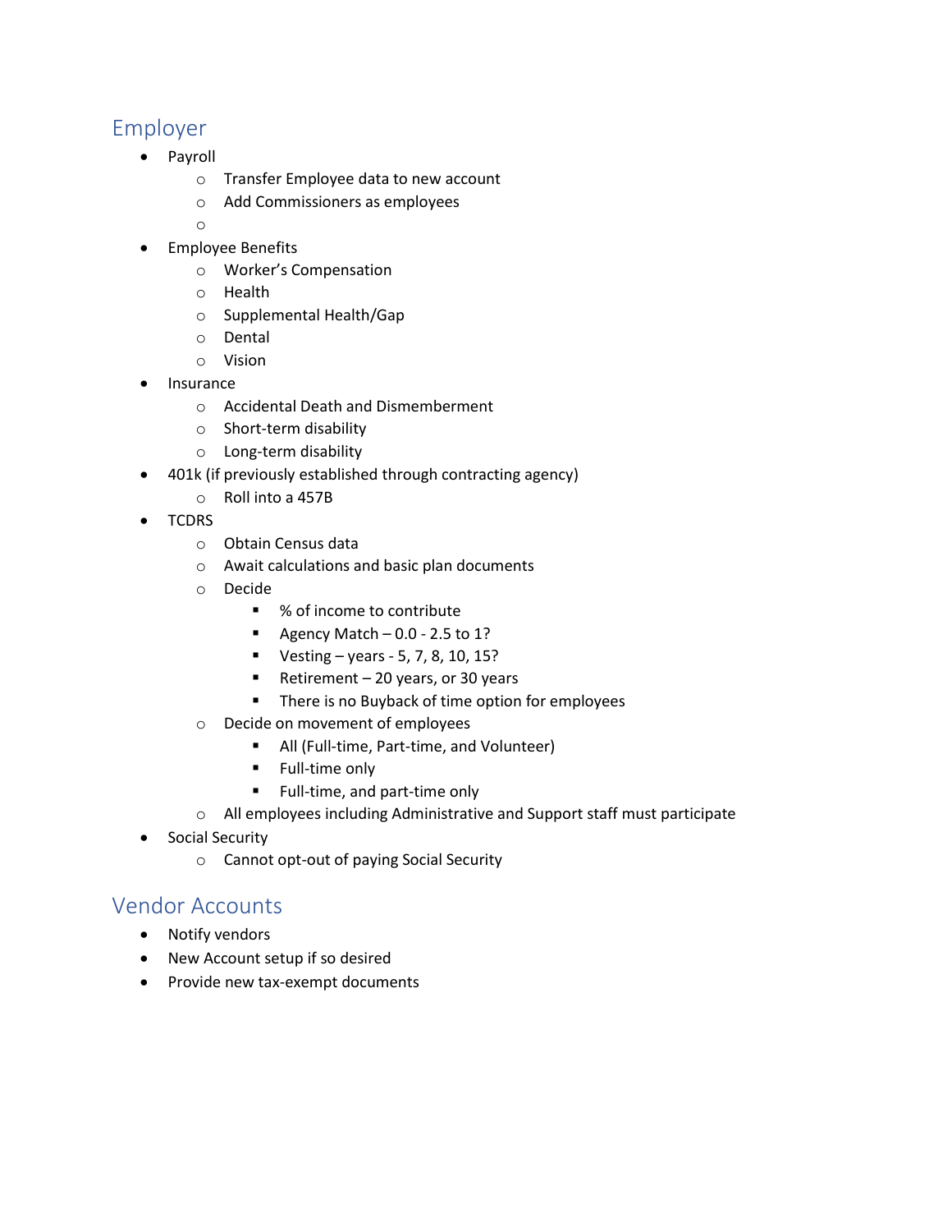## Employer

- Payroll
  - Transfer Employee data to new account
  - Add Commissioners as employees
  -
- Employee Benefits
  - Worker's Compensation
  - Health
  - Supplemental Health/Gap
  - Dental
  - Vision
- Insurance
  - Accidental Death and Dismemberment
  - Short-term disability
  - Long-term disability
- 401k (if previously established through contracting agency)
  - Roll into a 457B
- TCDRS
  - Obtain Census data
  - Await calculations and basic plan documents
  - Decide
    - % of income to contribute
    - Agency Match – 0.0 - 2.5 to 1?
    - Vesting – years - 5, 7, 8, 10, 15?
    - Retirement – 20 years, or 30 years
    - There is no Buyback of time option for employees
  - Decide on movement of employees
    - All (Full-time, Part-time, and Volunteer)
    - Full-time only
    - Full-time, and part-time only
  - All employees including Administrative and Support staff must participate
- Social Security
  - Cannot opt-out of paying Social Security

## Vendor Accounts

- Notify vendors
- New Account setup if so desired
- Provide new tax-exempt documents